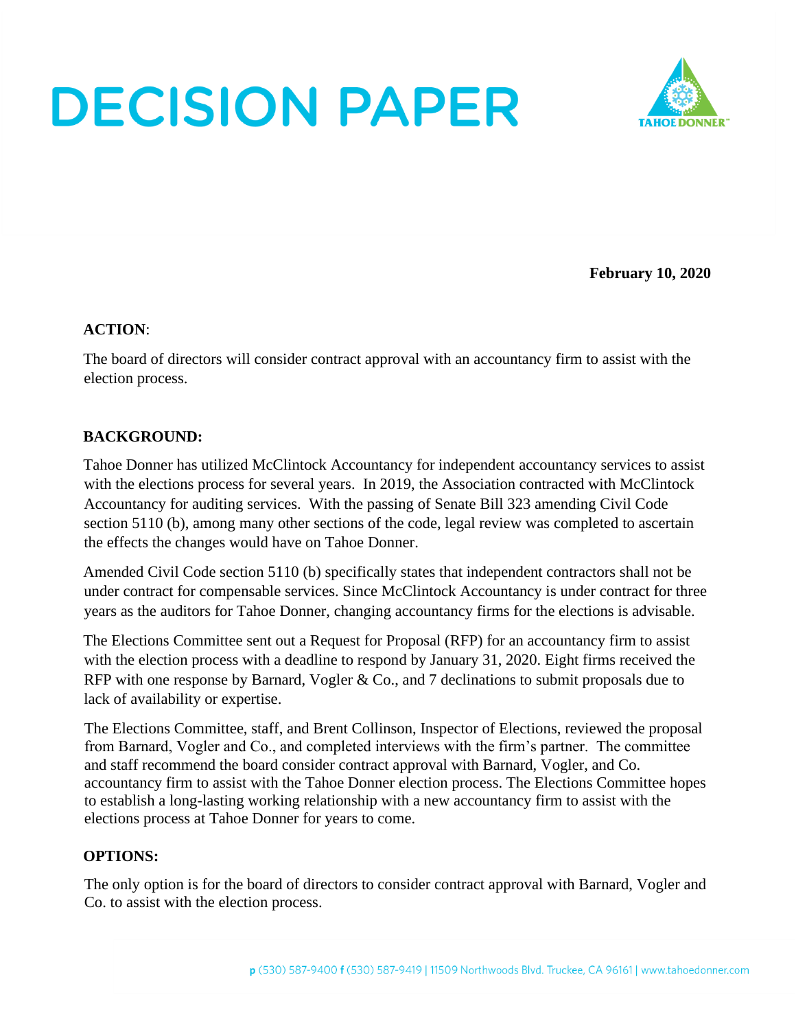# DECISION PAPER

**February 10, 2020**

**ACTION**:

The board of directors will consider contract approval with an accountancy firm to assist with the election process.

**BACKGROUND:**

Tahoe Donner has utilized McClintock Accountancy for independent accountancy services to assist with the elections process for several years. In 2019, the Association contracted with McClintock Accountancy for auditing services. With the passing of Senate Bill 323 amending Civil Code section 5110 (b), among many other sections of the code, legal review was completed to ascertain the effects the changes would have on Tahoe Donner.

Amended Civil Code section 5110 (b) specifically states that independent contractors shall not be under contract for compensable services. Since McClintock Accountancy is under contract for three years as the auditors for Tahoe Donner, changing accountancy firms for the elections is advisable.

The Elections Committee sent out a Request for Proposal (RFP) for an accountancy firm to assist with the election process with a deadline to respond by January 31, 2020. Eight firms received the RFP with one response by Barnard, Vogler & Co., and 7 declinations to submit proposals due to lack of availability or expertise.

The Elections Committee, staff, and Brent Collinson, Inspector of Elections, reviewed the proposal from Barnard, Vogler and Co., and completed interviews with the firm's partner. The committee and staff recommend the board consider contract approval with Barnard, Vogler, and Co. accountancy firm to assist with the Tahoe Donner election process. The Elections Committee hopes to establish a long-lasting working relationship with a new accountancy firm to assist with the elections process at Tahoe Donner for years to come.

**OPTIONS:**

The only option is for the board of directors to consider contract approval with Barnard, Vogler and Co. to assist with the election process.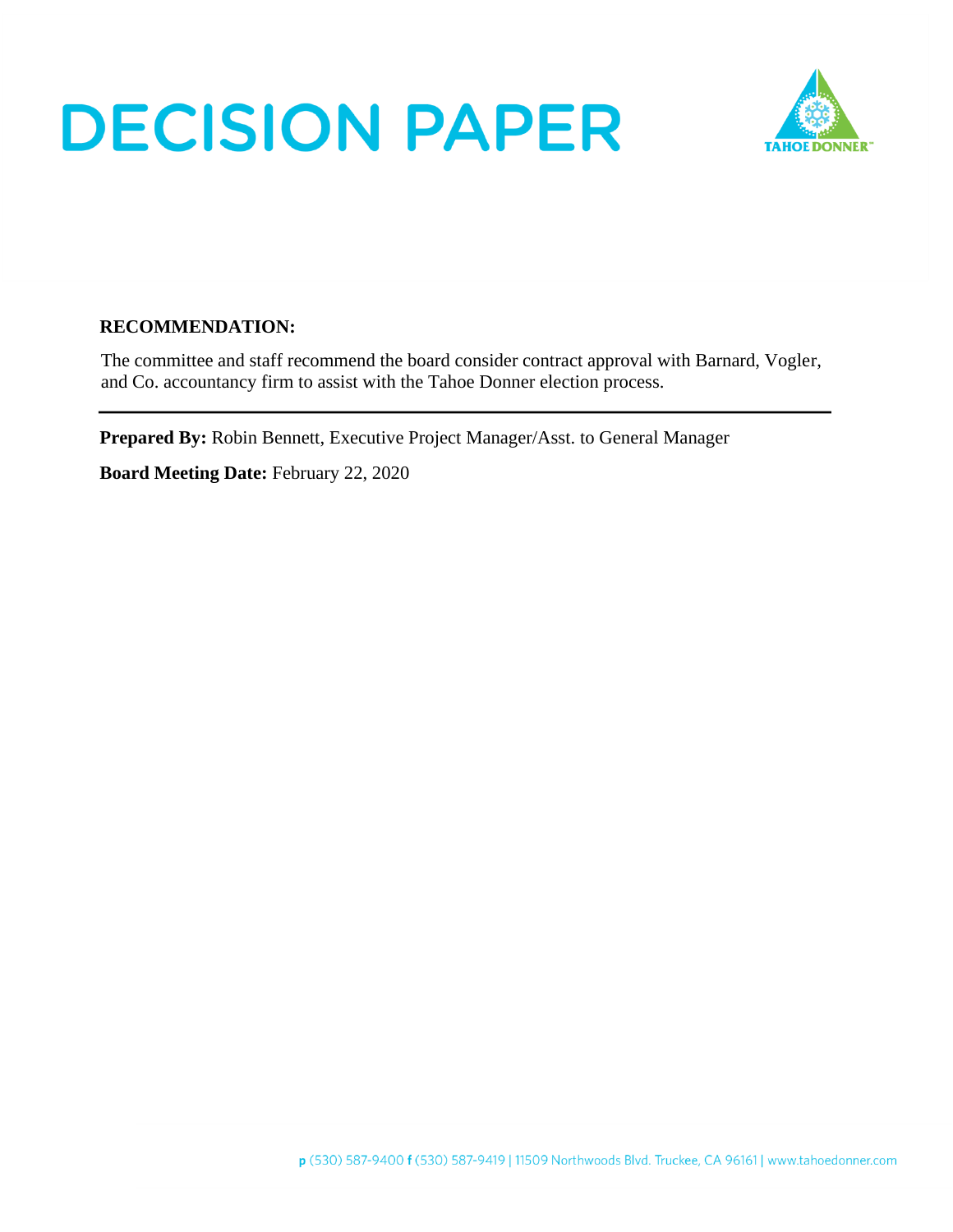# DECISION PAPER

**RECOMMENDATION:**

The committee and staff recommend the board consider contract approval with Barnard, Vogler, and Co. accountancy firm to assist with the Tahoe Donner election process.

---

**Prepared By:** Robin Bennett, Executive Project Manager/Asst. to General Manager

**Board Meeting Date:** February 22, 2020